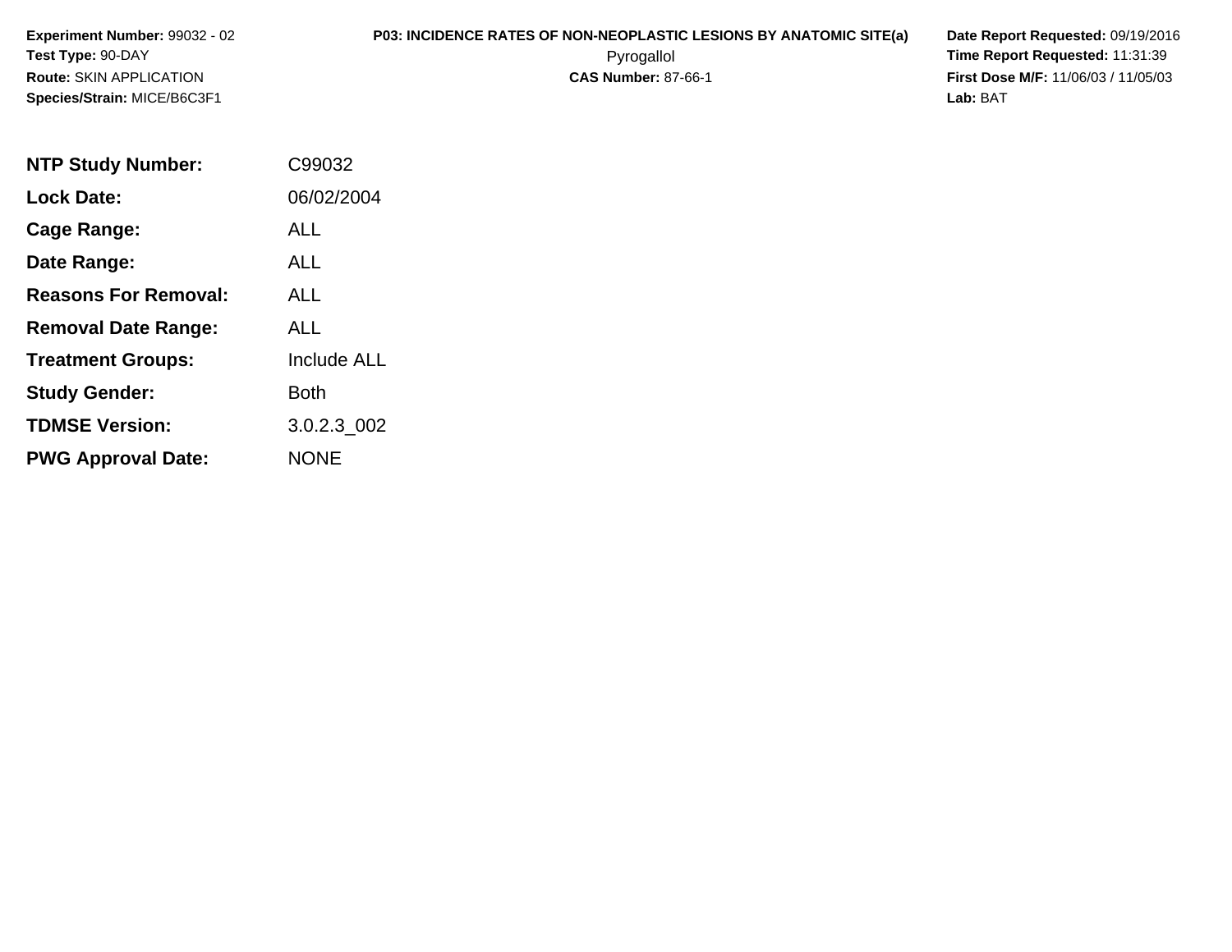**Experiment Number:** 99032 - 02
**Test Type:** 90-DAY
**Route:** SKIN APPLICATION
**Species/Strain:** MICE/B6C3F1

**P03: INCIDENCE RATES OF NON-NEOPLASTIC LESIONS BY ANATOMIC SITE(a)**
Pyrogallol
**CAS Number:** 87-66-1

**Date Report Requested:** 09/19/2016
**Time Report Requested:** 11:31:39
**First Dose M/F:** 11/06/03 / 11/05/03
**Lab:** BAT

| | |
|---|---|
| **NTP Study Number:** | C99032 |
| **Lock Date:** | 06/02/2004 |
| **Cage Range:** | ALL |
| **Date Range:** | ALL |
| **Reasons For Removal:** | ALL |
| **Removal Date Range:** | ALL |
| **Treatment Groups:** | Include ALL |
| **Study Gender:** | Both |
| **TDMSE Version:** | 3.0.2.3_002 |
| **PWG Approval Date:** | NONE |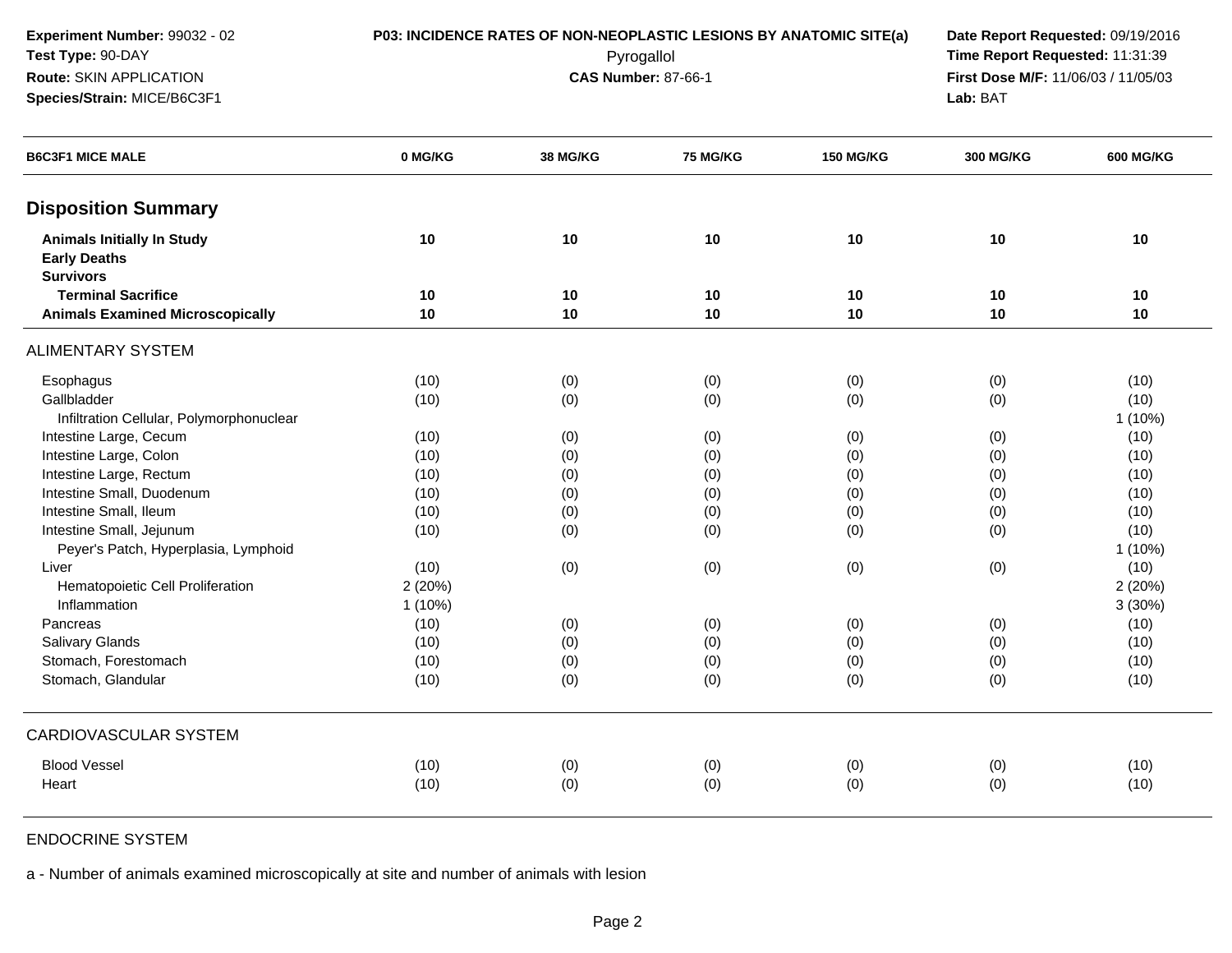**Experiment Number:** 99032 - 02
**Test Type:** 90-DAY
**Route:** SKIN APPLICATION
**Species/Strain:** MICE/B6C3F1

**P03: INCIDENCE RATES OF NON-NEOPLASTIC LESIONS BY ANATOMIC SITE(a)**
Pyrogallol
**CAS Number:** 87-66-1

**Date Report Requested:** 09/19/2016
**Time Report Requested:** 11:31:39
**First Dose M/F:** 11/06/03 / 11/05/03
**Lab:** BAT

| B6C3F1 MICE MALE | 0 MG/KG | 38 MG/KG | 75 MG/KG | 150 MG/KG | 300 MG/KG | 600 MG/KG |
|---|---|---|---|---|---|---|
| **Disposition Summary** | | | | | | |
| **Animals Initially In Study** | **10** | **10** | **10** | **10** | **10** | **10** |
| **Early Deaths** | | | | | | |
| **Survivors** | | | | | | |
| **Terminal Sacrifice** | **10** | **10** | **10** | **10** | **10** | **10** |
| **Animals Examined Microscopically** | **10** | **10** | **10** | **10** | **10** | **10** |
| ALIMENTARY SYSTEM | | | | | | |
| Esophagus | (10) | (0) | (0) | (0) | (0) | (10) |
| Gallbladder | (10) | (0) | (0) | (0) | (0) | (10) |
| Infiltration Cellular, Polymorphonuclear | | | | | | 1 (10%) |
| Intestine Large, Cecum | (10) | (0) | (0) | (0) | (0) | (10) |
| Intestine Large, Colon | (10) | (0) | (0) | (0) | (0) | (10) |
| Intestine Large, Rectum | (10) | (0) | (0) | (0) | (0) | (10) |
| Intestine Small, Duodenum | (10) | (0) | (0) | (0) | (0) | (10) |
| Intestine Small, Ileum | (10) | (0) | (0) | (0) | (0) | (10) |
| Intestine Small, Jejunum | (10) | (0) | (0) | (0) | (0) | (10) |
| Peyer's Patch, Hyperplasia, Lymphoid | | | | | | 1 (10%) |
| Liver | (10) | (0) | (0) | (0) | (0) | (10) |
| Hematopoietic Cell Proliferation | 2 (20%) | | | | | 2 (20%) |
| Inflammation | 1 (10%) | | | | | 3 (30%) |
| Pancreas | (10) | (0) | (0) | (0) | (0) | (10) |
| Salivary Glands | (10) | (0) | (0) | (0) | (0) | (10) |
| Stomach, Forestomach | (10) | (0) | (0) | (0) | (0) | (10) |
| Stomach, Glandular | (10) | (0) | (0) | (0) | (0) | (10) |
| CARDIOVASCULAR SYSTEM | | | | | | |
| Blood Vessel | (10) | (0) | (0) | (0) | (0) | (10) |
| Heart | (10) | (0) | (0) | (0) | (0) | (10) |
| ENDOCRINE SYSTEM | | | | | | |

a - Number of animals examined microscopically at site and number of animals with lesion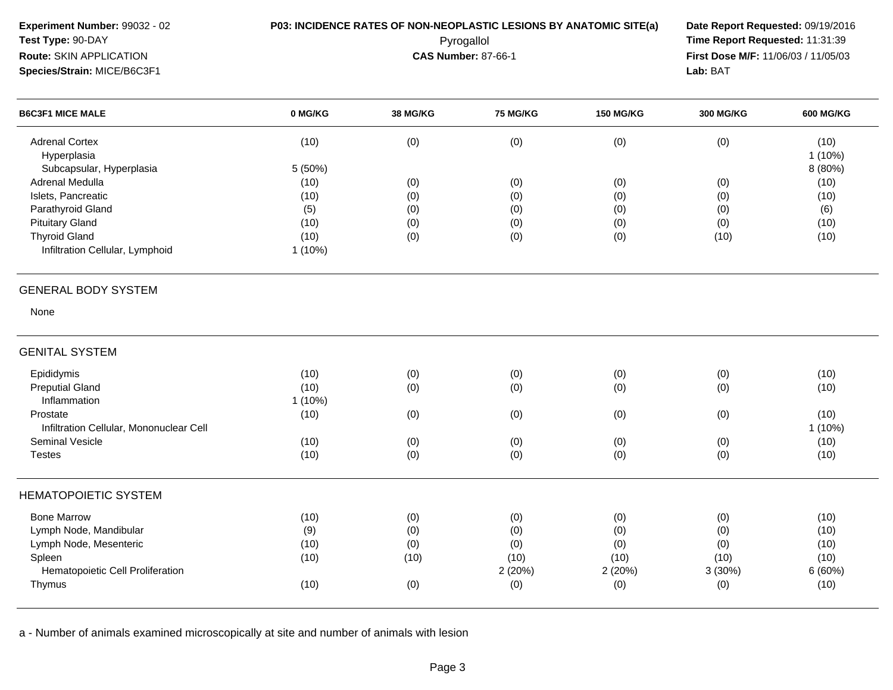**Experiment Number:** 99032 - 02
**Test Type:** 90-DAY
**Route:** SKIN APPLICATION
**Species/Strain:** MICE/B6C3F1

**P03: INCIDENCE RATES OF NON-NEOPLASTIC LESIONS BY ANATOMIC SITE(a)**
Pyrogallol
**CAS Number:** 87-66-1

**Date Report Requested:** 09/19/2016
**Time Report Requested:** 11:31:39
**First Dose M/F:** 11/06/03 / 11/05/03
**Lab:** BAT

| B6C3F1 MICE MALE | 0 MG/KG | 38 MG/KG | 75 MG/KG | 150 MG/KG | 300 MG/KG | 600 MG/KG |
|---|---|---|---|---|---|---|
| Adrenal Cortex | (10) | (0) | (0) | (0) | (0) | (10) |
| Hyperplasia | | | | | | 1 (10%) |
| Subcapsular, Hyperplasia | 5 (50%) | | | | | 8 (80%) |
| Adrenal Medulla | (10) | (0) | (0) | (0) | (0) | (10) |
| Islets, Pancreatic | (10) | (0) | (0) | (0) | (0) | (10) |
| Parathyroid Gland | (5) | (0) | (0) | (0) | (0) | (6) |
| Pituitary Gland | (10) | (0) | (0) | (0) | (0) | (10) |
| Thyroid Gland | (10) | (0) | (0) | (0) | (10) | (10) |
| Infiltration Cellular, Lymphoid | 1 (10%) | | | | | |
| **GENERAL BODY SYSTEM** | | | | | | |
| None | | | | | | |
| **GENITAL SYSTEM** | | | | | | |
| Epididymis | (10) | (0) | (0) | (0) | (0) | (10) |
| Preputial Gland | (10) | (0) | (0) | (0) | (0) | (10) |
| Inflammation | 1 (10%) | | | | | |
| Prostate | (10) | (0) | (0) | (0) | (0) | (10) |
| Infiltration Cellular, Mononuclear Cell | | | | | | 1 (10%) |
| Seminal Vesicle | (10) | (0) | (0) | (0) | (0) | (10) |
| Testes | (10) | (0) | (0) | (0) | (0) | (10) |
| **HEMATOPOIETIC SYSTEM** | | | | | | |
| Bone Marrow | (10) | (0) | (0) | (0) | (0) | (10) |
| Lymph Node, Mandibular | (9) | (0) | (0) | (0) | (0) | (10) |
| Lymph Node, Mesenteric | (10) | (0) | (0) | (0) | (0) | (10) |
| Spleen | (10) | (10) | (10) | (10) | (10) | (10) |
| Hematopoietic Cell Proliferation | | | 2 (20%) | 2 (20%) | 3 (30%) | 6 (60%) |
| Thymus | (10) | (0) | (0) | (0) | (0) | (10) |

a - Number of animals examined microscopically at site and number of animals with lesion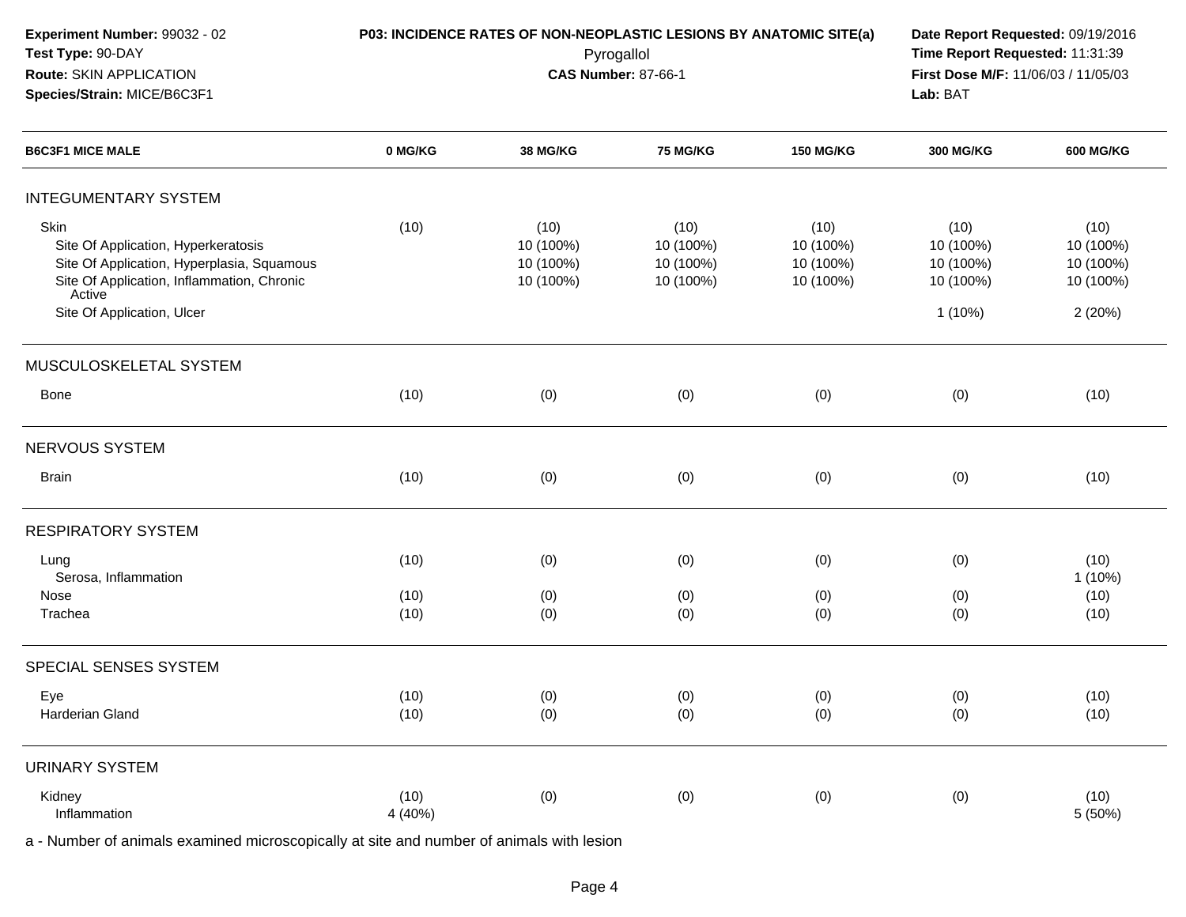**Experiment Number:** 99032 - 02
**Test Type:** 90-DAY
**Route:** SKIN APPLICATION
**Species/Strain:** MICE/B6C3F1

**P03: INCIDENCE RATES OF NON-NEOPLASTIC LESIONS BY ANATOMIC SITE(a)**
Pyrogallol
**CAS Number:** 87-66-1

**Date Report Requested:** 09/19/2016
**Time Report Requested:** 11:31:39
**First Dose M/F:** 11/06/03 / 11/05/03
**Lab:** BAT

| B6C3F1 MICE MALE | 0 MG/KG | 38 MG/KG | 75 MG/KG | 150 MG/KG | 300 MG/KG | 600 MG/KG |
|---|---|---|---|---|---|---|
| **INTEGUMENTARY SYSTEM** | | | | | | |
| Skin | (10) | (10) | (10) | (10) | (10) | (10) |
| Site Of Application, Hyperkeratosis | | 10 (100%) | 10 (100%) | 10 (100%) | 10 (100%) | 10 (100%) |
| Site Of Application, Hyperplasia, Squamous | | 10 (100%) | 10 (100%) | 10 (100%) | 10 (100%) | 10 (100%) |
| Site Of Application, Inflammation, Chronic Active | | 10 (100%) | 10 (100%) | 10 (100%) | 10 (100%) | 10 (100%) |
| Site Of Application, Ulcer | | | | | 1 (10%) | 2 (20%) |
| **MUSCULOSKELETAL SYSTEM** | | | | | | |
| Bone | (10) | (0) | (0) | (0) | (0) | (10) |
| **NERVOUS SYSTEM** | | | | | | |
| Brain | (10) | (0) | (0) | (0) | (0) | (10) |
| **RESPIRATORY SYSTEM** | | | | | | |
| Lung | (10) | (0) | (0) | (0) | (0) | (10) |
| Serosa, Inflammation | | | | | | 1 (10%) |
| Nose | (10) | (0) | (0) | (0) | (0) | (10) |
| Trachea | (10) | (0) | (0) | (0) | (0) | (10) |
| **SPECIAL SENSES SYSTEM** | | | | | | |
| Eye | (10) | (0) | (0) | (0) | (0) | (10) |
| Harderian Gland | (10) | (0) | (0) | (0) | (0) | (10) |
| **URINARY SYSTEM** | | | | | | |
| Kidney | (10) | (0) | (0) | (0) | (0) | (10) |
| Inflammation | 4 (40%) | | | | | 5 (50%) |

a - Number of animals examined microscopically at site and number of animals with lesion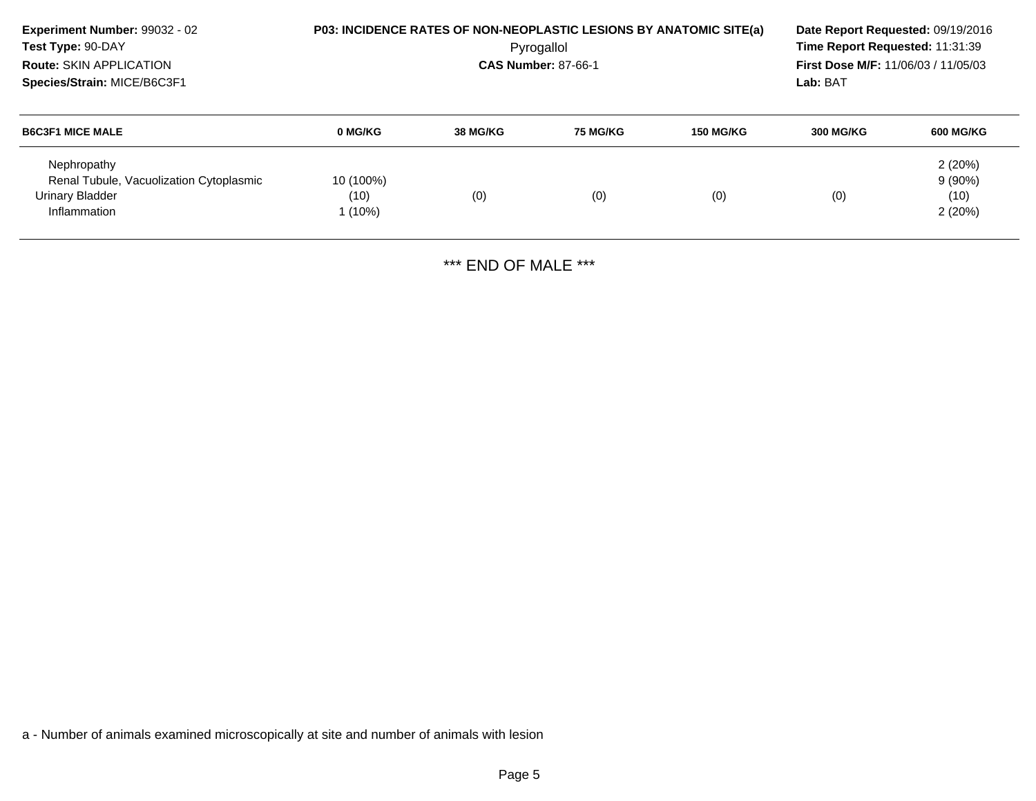**Experiment Number:** 99032 - 02
**Test Type:** 90-DAY
**Route:** SKIN APPLICATION
**Species/Strain:** MICE/B6C3F1

**P03: INCIDENCE RATES OF NON-NEOPLASTIC LESIONS BY ANATOMIC SITE(a)**
Pyrogallol
**CAS Number:** 87-66-1

**Date Report Requested:** 09/19/2016
**Time Report Requested:** 11:31:39
**First Dose M/F:** 11/06/03 / 11/05/03
**Lab:** BAT

| B6C3F1 MICE MALE | 0 MG/KG | 38 MG/KG | 75 MG/KG | 150 MG/KG | 300 MG/KG | 600 MG/KG |
|---|---|---|---|---|---|---|
| Nephropathy | | | | | | 2 (20%) |
| Renal Tubule, Vacuolization Cytoplasmic | 10 (100%) | | | | | 9 (90%) |
| Urinary Bladder | (10) | (0) | (0) | (0) | (0) | (10) |
| Inflammation | 1 (10%) | | | | | 2 (20%) |

*** END OF MALE ***

a - Number of animals examined microscopically at site and number of animals with lesion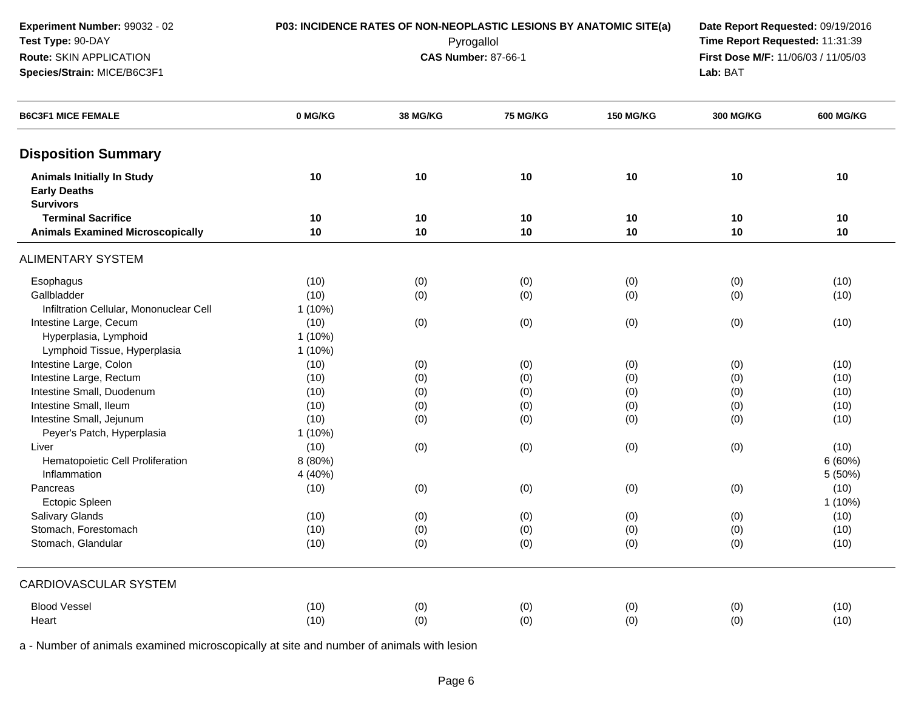**Experiment Number:** 99032 - 02
**Test Type:** 90-DAY
**Route:** SKIN APPLICATION
**Species/Strain:** MICE/B6C3F1

**P03: INCIDENCE RATES OF NON-NEOPLASTIC LESIONS BY ANATOMIC SITE(a)**
Pyrogallol
**CAS Number:** 87-66-1

**Date Report Requested:** 09/19/2016
**Time Report Requested:** 11:31:39
**First Dose M/F:** 11/06/03 / 11/05/03
**Lab:** BAT

| B6C3F1 MICE FEMALE | 0 MG/KG | 38 MG/KG | 75 MG/KG | 150 MG/KG | 300 MG/KG | 600 MG/KG |
|---|---|---|---|---|---|---|
| **Disposition Summary** | | | | | | |
| **Animals Initially In Study** | 10 | 10 | 10 | 10 | 10 | 10 |
| **Early Deaths** | | | | | | |
| **Survivors** | | | | | | |
| **Terminal Sacrifice** | 10 | 10 | 10 | 10 | 10 | 10 |
| **Animals Examined Microscopically** | 10 | 10 | 10 | 10 | 10 | 10 |
| ALIMENTARY SYSTEM | | | | | | |
| Esophagus | (10) | (0) | (0) | (0) | (0) | (10) |
| Gallbladder | (10) | (0) | (0) | (0) | (0) | (10) |
| Infiltration Cellular, Mononuclear Cell | 1 (10%) | | | | | |
| Intestine Large, Cecum | (10) | (0) | (0) | (0) | (0) | (10) |
| Hyperplasia, Lymphoid | 1 (10%) | | | | | |
| Lymphoid Tissue, Hyperplasia | 1 (10%) | | | | | |
| Intestine Large, Colon | (10) | (0) | (0) | (0) | (0) | (10) |
| Intestine Large, Rectum | (10) | (0) | (0) | (0) | (0) | (10) |
| Intestine Small, Duodenum | (10) | (0) | (0) | (0) | (0) | (10) |
| Intestine Small, Ileum | (10) | (0) | (0) | (0) | (0) | (10) |
| Intestine Small, Jejunum | (10) | (0) | (0) | (0) | (0) | (10) |
| Peyer's Patch, Hyperplasia | 1 (10%) | | | | | |
| Liver | (10) | (0) | (0) | (0) | (0) | (10) |
| Hematopoietic Cell Proliferation | 8 (80%) | | | | | 6 (60%) |
| Inflammation | 4 (40%) | | | | | 5 (50%) |
| Pancreas | (10) | (0) | (0) | (0) | (0) | (10) |
| Ectopic Spleen | | | | | | 1 (10%) |
| Salivary Glands | (10) | (0) | (0) | (0) | (0) | (10) |
| Stomach, Forestomach | (10) | (0) | (0) | (0) | (0) | (10) |
| Stomach, Glandular | (10) | (0) | (0) | (0) | (0) | (10) |
| CARDIOVASCULAR SYSTEM | | | | | | |
| Blood Vessel | (10) | (0) | (0) | (0) | (0) | (10) |
| Heart | (10) | (0) | (0) | (0) | (0) | (10) |

a - Number of animals examined microscopically at site and number of animals with lesion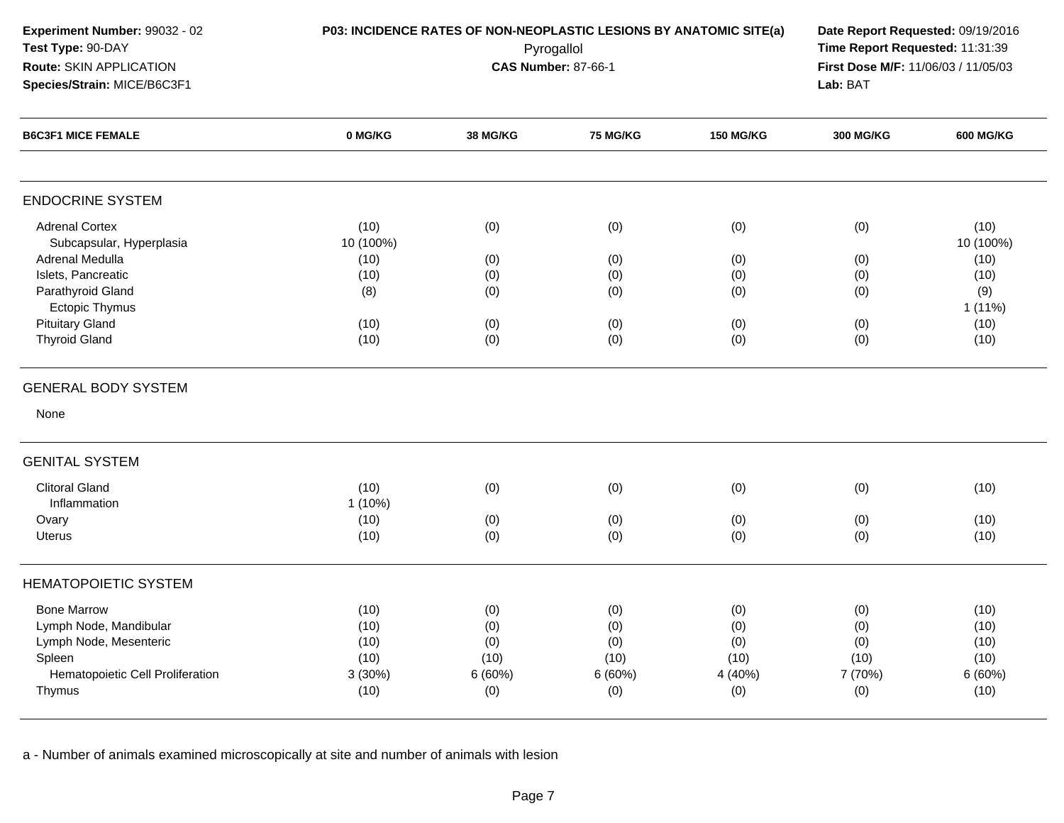**Experiment Number:** 99032 - 02
**Test Type:** 90-DAY
**Route:** SKIN APPLICATION
**Species/Strain:** MICE/B6C3F1

**P03: INCIDENCE RATES OF NON-NEOPLASTIC LESIONS BY ANATOMIC SITE(a)**
Pyrogallol
**CAS Number:** 87-66-1

**Date Report Requested:** 09/19/2016
**Time Report Requested:** 11:31:39
**First Dose M/F:** 11/06/03 / 11/05/03
**Lab:** BAT

| B6C3F1 MICE FEMALE | 0 MG/KG | 38 MG/KG | 75 MG/KG | 150 MG/KG | 300 MG/KG | 600 MG/KG |
|---|---|---|---|---|---|---|
| **ENDOCRINE SYSTEM** | | | | | | |
| Adrenal Cortex | (10) | (0) | (0) | (0) | (0) | (10) |
| Subcapsular, Hyperplasia | 10 (100%) | | | | | 10 (100%) |
| Adrenal Medulla | (10) | (0) | (0) | (0) | (0) | (10) |
| Islets, Pancreatic | (10) | (0) | (0) | (0) | (0) | (10) |
| Parathyroid Gland | (8) | (0) | (0) | (0) | (0) | (9) |
| Ectopic Thymus | | | | | | 1 (11%) |
| Pituitary Gland | (10) | (0) | (0) | (0) | (0) | (10) |
| Thyroid Gland | (10) | (0) | (0) | (0) | (0) | (10) |
| **GENERAL BODY SYSTEM** | | | | | | |
| None | | | | | | |
| **GENITAL SYSTEM** | | | | | | |
| Clitoral Gland | (10) | (0) | (0) | (0) | (0) | (10) |
| Inflammation | 1 (10%) | | | | | |
| Ovary | (10) | (0) | (0) | (0) | (0) | (10) |
| Uterus | (10) | (0) | (0) | (0) | (0) | (10) |
| **HEMATOPOIETIC SYSTEM** | | | | | | |
| Bone Marrow | (10) | (0) | (0) | (0) | (0) | (10) |
| Lymph Node, Mandibular | (10) | (0) | (0) | (0) | (0) | (10) |
| Lymph Node, Mesenteric | (10) | (0) | (0) | (0) | (0) | (10) |
| Spleen | (10) | (10) | (10) | (10) | (10) | (10) |
| Hematopoietic Cell Proliferation | 3 (30%) | 6 (60%) | 6 (60%) | 4 (40%) | 7 (70%) | 6 (60%) |
| Thymus | (10) | (0) | (0) | (0) | (0) | (10) |

a - Number of animals examined microscopically at site and number of animals with lesion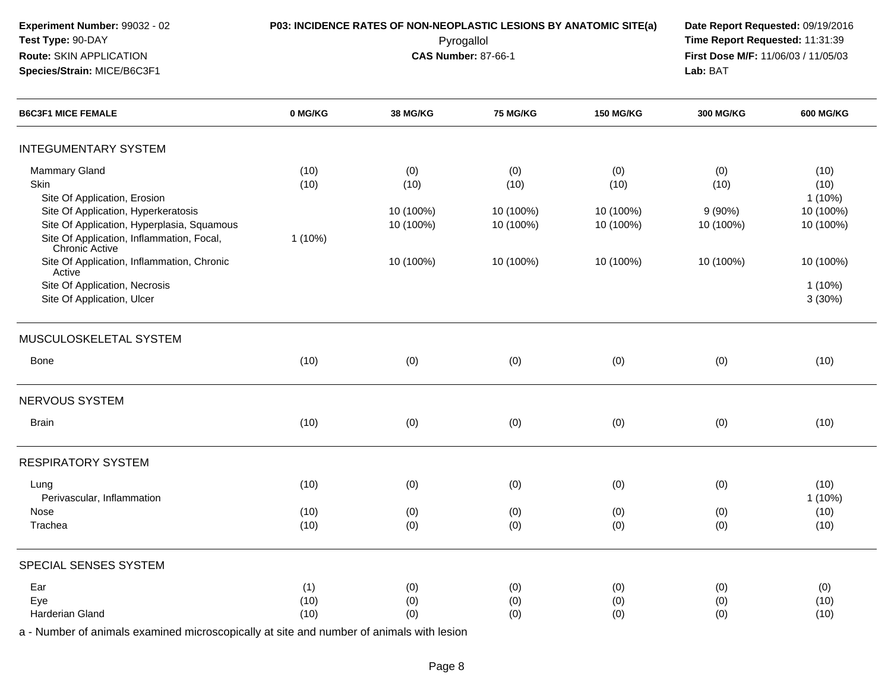**Experiment Number:** 99032 - 02
**Test Type:** 90-DAY
**Route:** SKIN APPLICATION
**Species/Strain:** MICE/B6C3F1

**P03: INCIDENCE RATES OF NON-NEOPLASTIC LESIONS BY ANATOMIC SITE(a)**
Pyrogallol
**CAS Number:** 87-66-1

**Date Report Requested:** 09/19/2016
**Time Report Requested:** 11:31:39
**First Dose M/F:** 11/06/03 / 11/05/03
**Lab:** BAT

| B6C3F1 MICE FEMALE | 0 MG/KG | 38 MG/KG | 75 MG/KG | 150 MG/KG | 300 MG/KG | 600 MG/KG |
|---|---|---|---|---|---|---|
| **INTEGUMENTARY SYSTEM** | | | | | | |
| Mammary Gland | (10) | (0) | (0) | (0) | (0) | (10) |
| Skin | (10) | (10) | (10) | (10) | (10) | (10) |
| Site Of Application, Erosion | | | | | | 1 (10%) |
| Site Of Application, Hyperkeratosis | | 10 (100%) | 10 (100%) | 10 (100%) | 9 (90%) | 10 (100%) |
| Site Of Application, Hyperplasia, Squamous | | 10 (100%) | 10 (100%) | 10 (100%) | 10 (100%) | 10 (100%) |
| Site Of Application, Inflammation, Focal, Chronic Active | 1 (10%) | | | | | |
| Site Of Application, Inflammation, Chronic Active | | 10 (100%) | 10 (100%) | 10 (100%) | 10 (100%) | 10 (100%) |
| Site Of Application, Necrosis | | | | | | 1 (10%) |
| Site Of Application, Ulcer | | | | | | 3 (30%) |
| **MUSCULOSKELETAL SYSTEM** | | | | | | |
| Bone | (10) | (0) | (0) | (0) | (0) | (10) |
| **NERVOUS SYSTEM** | | | | | | |
| Brain | (10) | (0) | (0) | (0) | (0) | (10) |
| **RESPIRATORY SYSTEM** | | | | | | |
| Lung | (10) | (0) | (0) | (0) | (0) | (10) |
| Perivascular, Inflammation | | | | | | 1 (10%) |
| Nose | (10) | (0) | (0) | (0) | (0) | (10) |
| Trachea | (10) | (0) | (0) | (0) | (0) | (10) |
| **SPECIAL SENSES SYSTEM** | | | | | | |
| Ear | (1) | (0) | (0) | (0) | (0) | (0) |
| Eye | (10) | (0) | (0) | (0) | (0) | (10) |
| Harderian Gland | (10) | (0) | (0) | (0) | (0) | (10) |

a - Number of animals examined microscopically at site and number of animals with lesion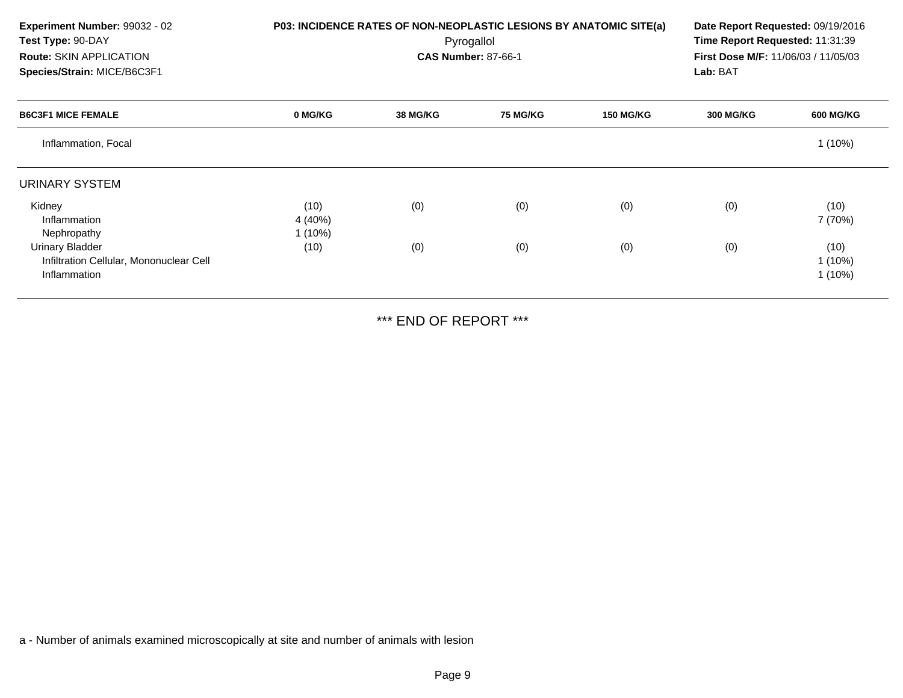**Experiment Number:** 99032 - 02
**Test Type:** 90-DAY
**Route:** SKIN APPLICATION
**Species/Strain:** MICE/B6C3F1

**P03: INCIDENCE RATES OF NON-NEOPLASTIC LESIONS BY ANATOMIC SITE(a)**
Pyrogallol
**CAS Number:** 87-66-1

**Date Report Requested:** 09/19/2016
**Time Report Requested:** 11:31:39
**First Dose M/F:** 11/06/03 / 11/05/03
**Lab:** BAT

| B6C3F1 MICE FEMALE | 0 MG/KG | 38 MG/KG | 75 MG/KG | 150 MG/KG | 300 MG/KG | 600 MG/KG |
|---|---|---|---|---|---|---|
| Inflammation, Focal | | | | | | 1 (10%) |
| URINARY SYSTEM | | | | | | |
| Kidney | (10) | (0) | (0) | (0) | (0) | (10) |
| Inflammation | 4 (40%) | | | | | 7 (70%) |
| Nephropathy | 1 (10%) | | | | | |
| Urinary Bladder | (10) | (0) | (0) | (0) | (0) | (10) |
| Infiltration Cellular, Mononuclear Cell | | | | | | 1 (10%) |
| Inflammation | | | | | | 1 (10%) |

*** END OF REPORT ***

a - Number of animals examined microscopically at site and number of animals with lesion